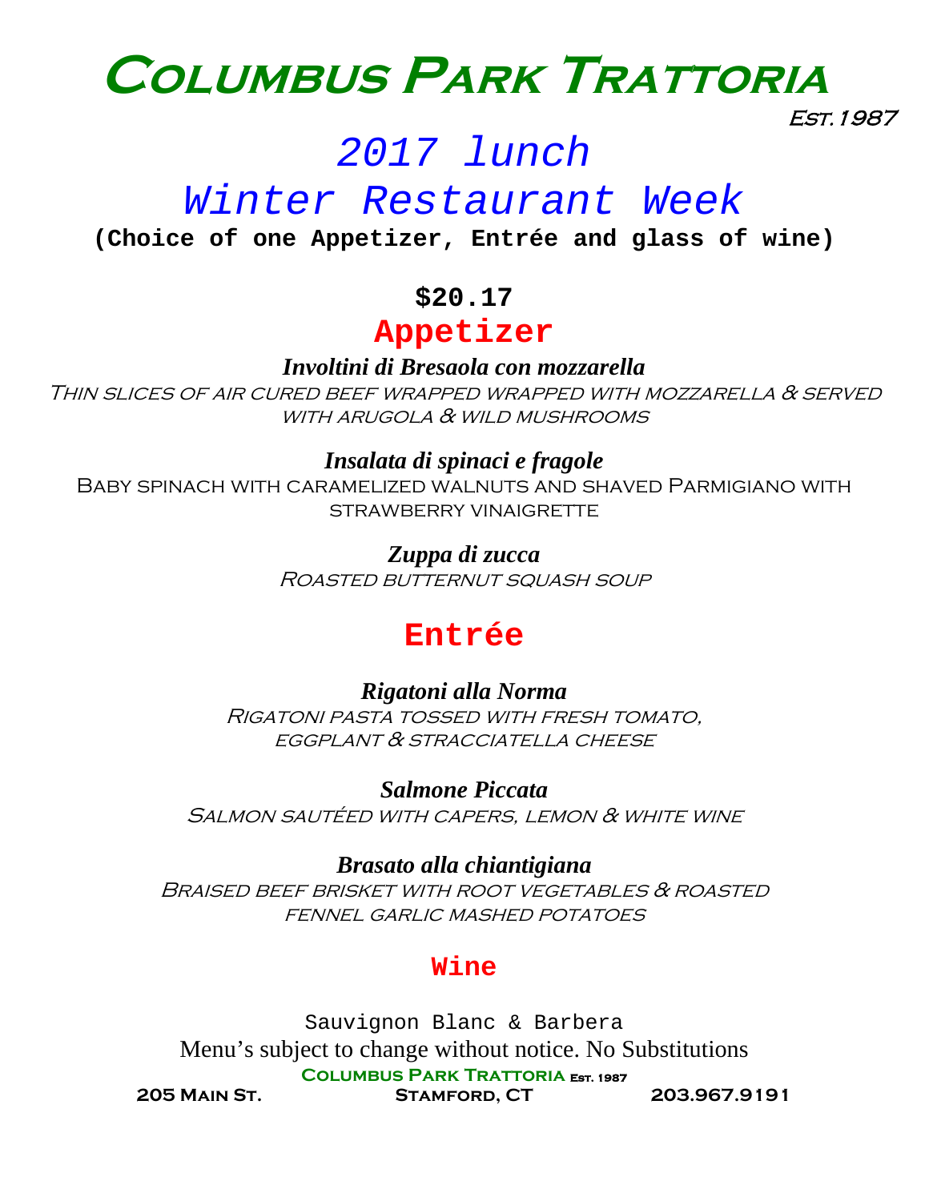# Columbus Park Trattoria

Est. 1987

## 2017 lunch
## Winter Restaurant Week

**(Choice of one Appetizer, Entrée and glass of wine)**

**$20.17**

## Appetizer

***Involtini di Bresaola con mozzarella***
*Thin slices of air cured beef wrapped wrapped with mozzarella & served with arugola & wild mushrooms*

***Insalata di spinaci e fragole***
Baby spinach with caramelized walnuts and shaved Parmigiano with strawberry vinaigrette

***Zuppa di zucca***
*Roasted butternut squash soup*

## Entrée

***Rigatoni alla Norma***
*Rigatoni pasta tossed with fresh tomato, eggplant & stracciatella cheese*

***Salmone Piccata***
*Salmon sautéed with capers, lemon & white wine*

***Brasato alla chiantigiana***
*Braised beef brisket with root vegetables & roasted fennel garlic mashed potatoes*

## Wine

Sauvignon Blanc & Barbera

Menu's subject to change without notice. No Substitutions

**Columbus Park Trattoria** Est. 1987

**205 Main St.** **Stamford, CT** **203.967.9191**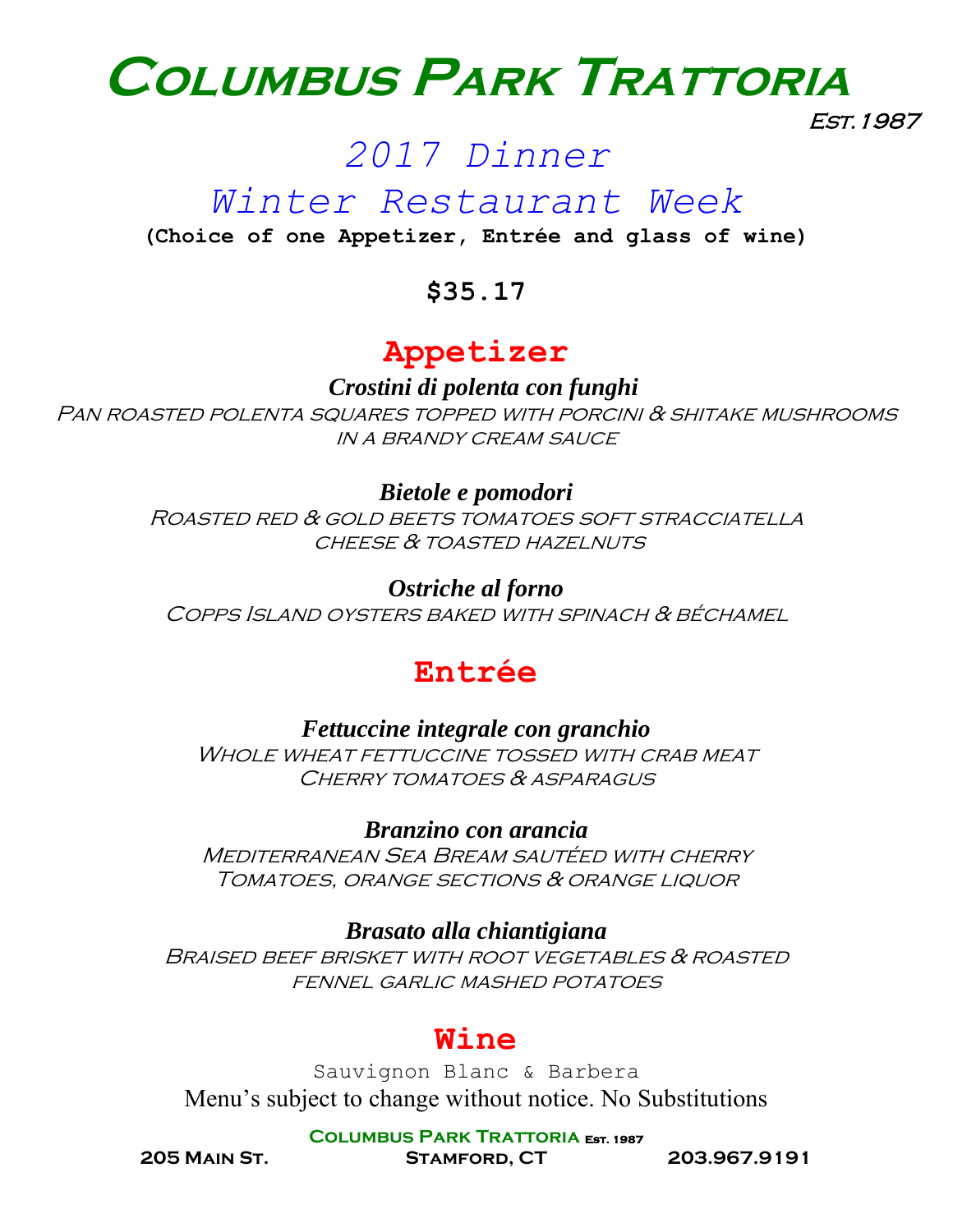# Columbus Park Trattoria

*Est. 1987*

## *2017 Dinner*

## *Winter Restaurant Week*

**(Choice of one Appetizer, Entrée and glass of wine)**

**$35.17**

## Appetizer

***Crostini di polenta con funghi***

*Pan roasted polenta squares topped with porcini & shitake mushrooms in a brandy cream sauce*

***Bietole e pomodori***

*Roasted red & gold beets tomatoes soft stracciatella cheese & toasted hazelnuts*

***Ostriche al forno***

*Copps Island oysters baked with spinach & béchamel*

## Entrée

***Fettuccine integrale con granchio***

*Whole wheat fettuccine tossed with crab meat Cherry tomatoes & asparagus*

***Branzino con arancia***

*Mediterranean Sea Bream sautéed with cherry Tomatoes, orange sections & orange liquor*

***Brasato alla chiantigiana***

*Braised beef brisket with root vegetables & roasted fennel garlic mashed potatoes*

## Wine

Sauvignon Blanc & Barbera

Menu's subject to change without notice. No Substitutions

**Columbus Park Trattoria** Est. 1987

**205 Main St. Stamford, CT 203.967.9191**